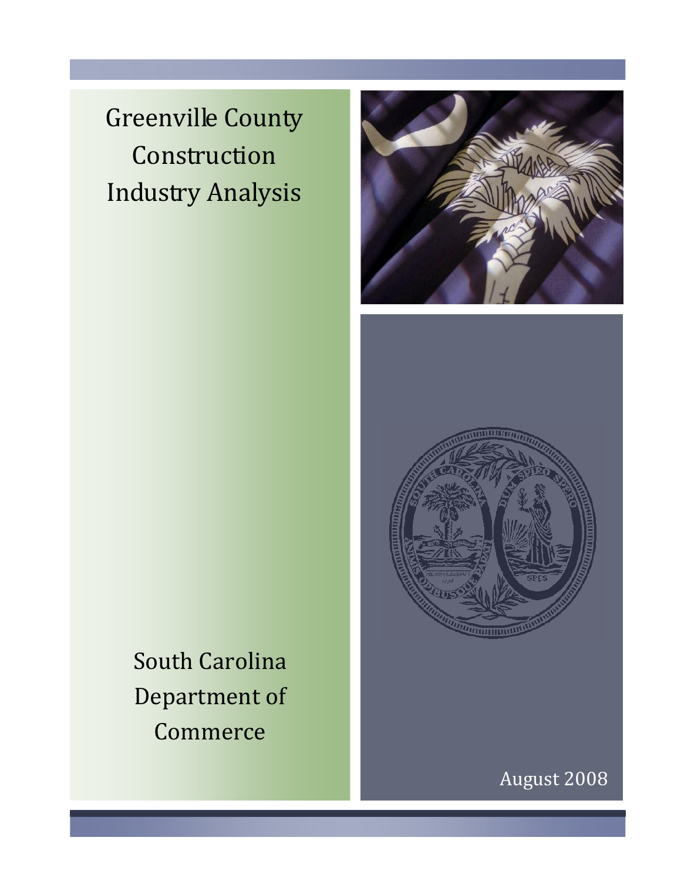# Greenville County Construction Industry Analysis

South Carolina Department of Commerce

August 2008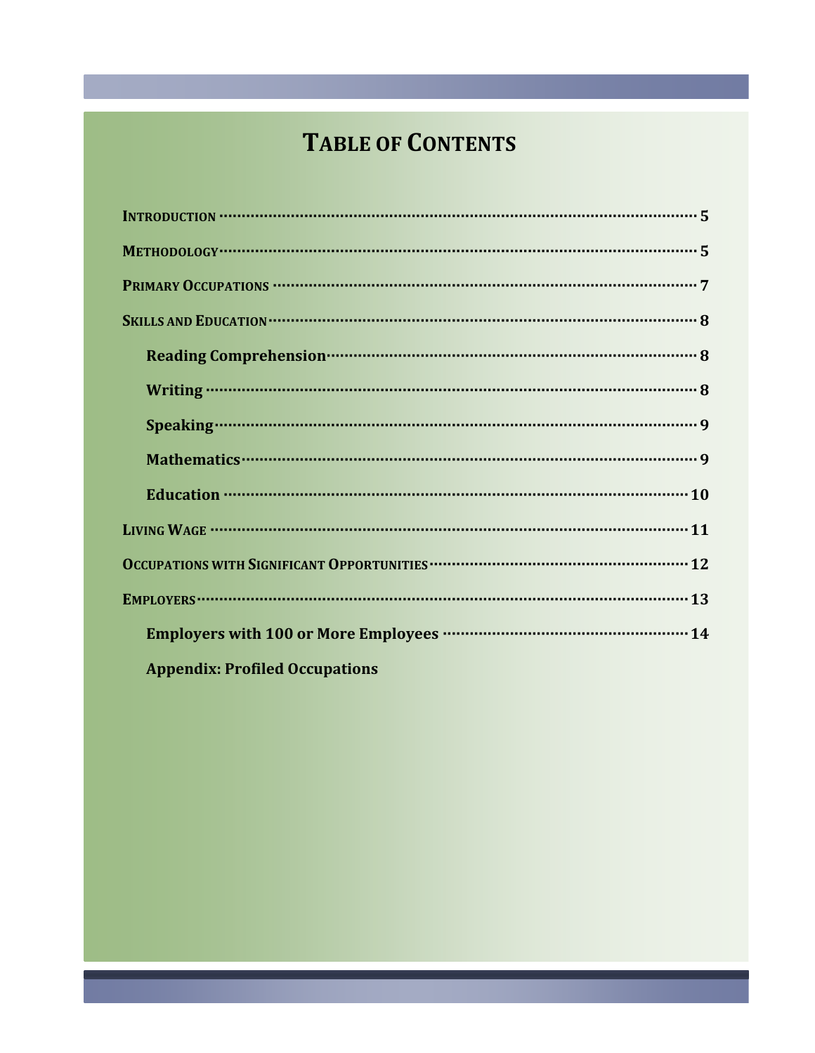# Table of Contents

- **Introduction** ..... 5
- **Methodology** ..... 5
- **Primary Occupations** ..... 7
- **Skills and Education** ..... 8
  - **Reading Comprehension** ..... 8
  - **Writing** ..... 8
  - **Speaking** ..... 9
  - **Mathematics** ..... 9
  - **Education** ..... 10
- **Living Wage** ..... 11
- **Occupations with Significant Opportunities** ..... 12
- **Employers** ..... 13
  - **Employers with 100 or More Employees** ..... 14
  - **Appendix: Profiled Occupations**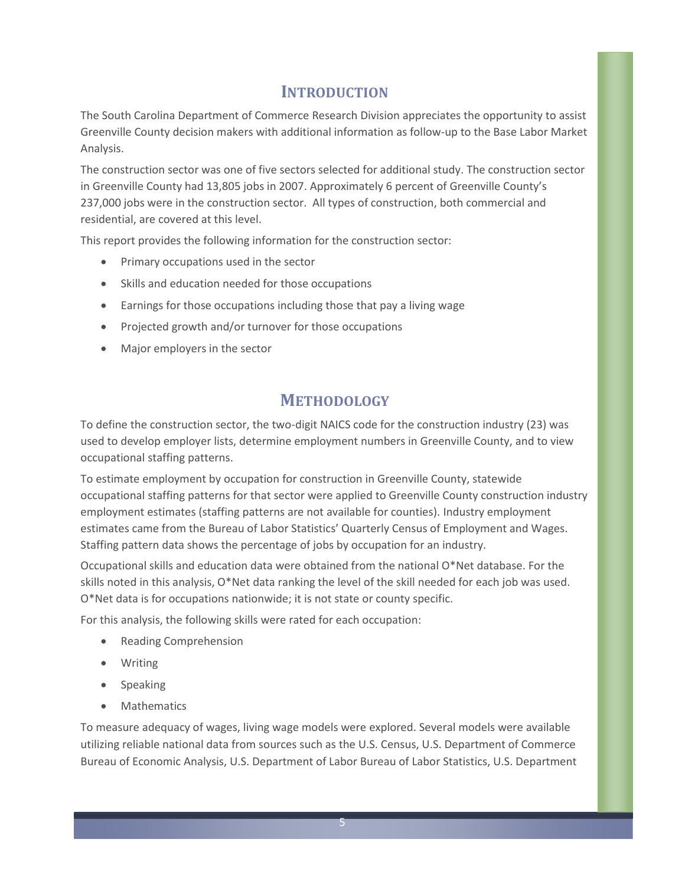## Introduction

The South Carolina Department of Commerce Research Division appreciates the opportunity to assist Greenville County decision makers with additional information as follow-up to the Base Labor Market Analysis.

The construction sector was one of five sectors selected for additional study. The construction sector in Greenville County had 13,805 jobs in 2007. Approximately 6 percent of Greenville County's 237,000 jobs were in the construction sector. All types of construction, both commercial and residential, are covered at this level.

This report provides the following information for the construction sector:

- Primary occupations used in the sector
- Skills and education needed for those occupations
- Earnings for those occupations including those that pay a living wage
- Projected growth and/or turnover for those occupations
- Major employers in the sector

## Methodology

To define the construction sector, the two-digit NAICS code for the construction industry (23) was used to develop employer lists, determine employment numbers in Greenville County, and to view occupational staffing patterns.

To estimate employment by occupation for construction in Greenville County, statewide occupational staffing patterns for that sector were applied to Greenville County construction industry employment estimates (staffing patterns are not available for counties). Industry employment estimates came from the Bureau of Labor Statistics' Quarterly Census of Employment and Wages. Staffing pattern data shows the percentage of jobs by occupation for an industry.

Occupational skills and education data were obtained from the national O*Net database. For the skills noted in this analysis, O*Net data ranking the level of the skill needed for each job was used. O*Net data is for occupations nationwide; it is not state or county specific.

For this analysis, the following skills were rated for each occupation:

- Reading Comprehension
- Writing
- Speaking
- Mathematics

To measure adequacy of wages, living wage models were explored. Several models were available utilizing reliable national data from sources such as the U.S. Census, U.S. Department of Commerce Bureau of Economic Analysis, U.S. Department of Labor Bureau of Labor Statistics, U.S. Department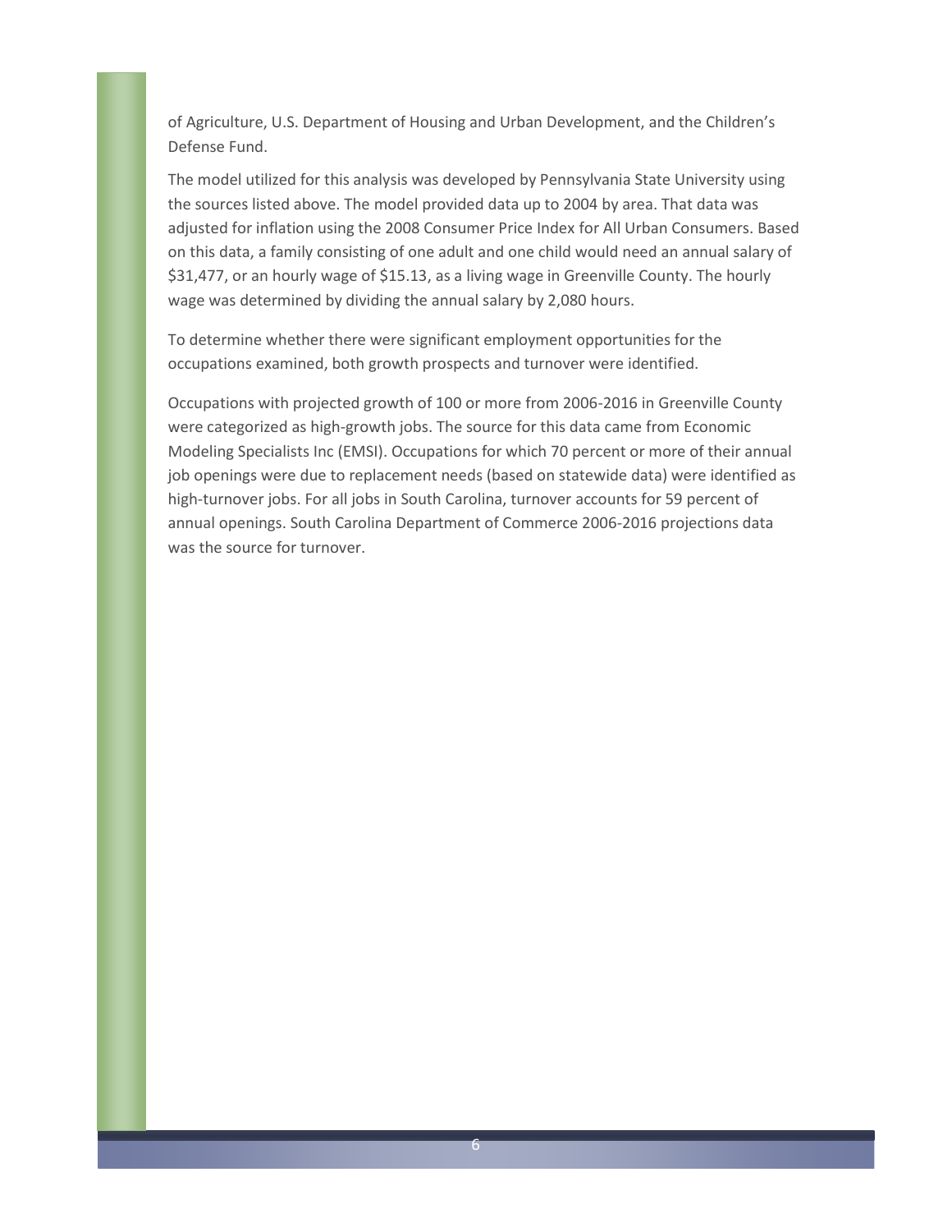of Agriculture, U.S. Department of Housing and Urban Development, and the Children's Defense Fund.

The model utilized for this analysis was developed by Pennsylvania State University using the sources listed above. The model provided data up to 2004 by area. That data was adjusted for inflation using the 2008 Consumer Price Index for All Urban Consumers. Based on this data, a family consisting of one adult and one child would need an annual salary of $31,477, or an hourly wage of $15.13, as a living wage in Greenville County. The hourly wage was determined by dividing the annual salary by 2,080 hours.

To determine whether there were significant employment opportunities for the occupations examined, both growth prospects and turnover were identified.

Occupations with projected growth of 100 or more from 2006-2016 in Greenville County were categorized as high-growth jobs. The source for this data came from Economic Modeling Specialists Inc (EMSI). Occupations for which 70 percent or more of their annual job openings were due to replacement needs (based on statewide data) were identified as high-turnover jobs. For all jobs in South Carolina, turnover accounts for 59 percent of annual openings. South Carolina Department of Commerce 2006-2016 projections data was the source for turnover.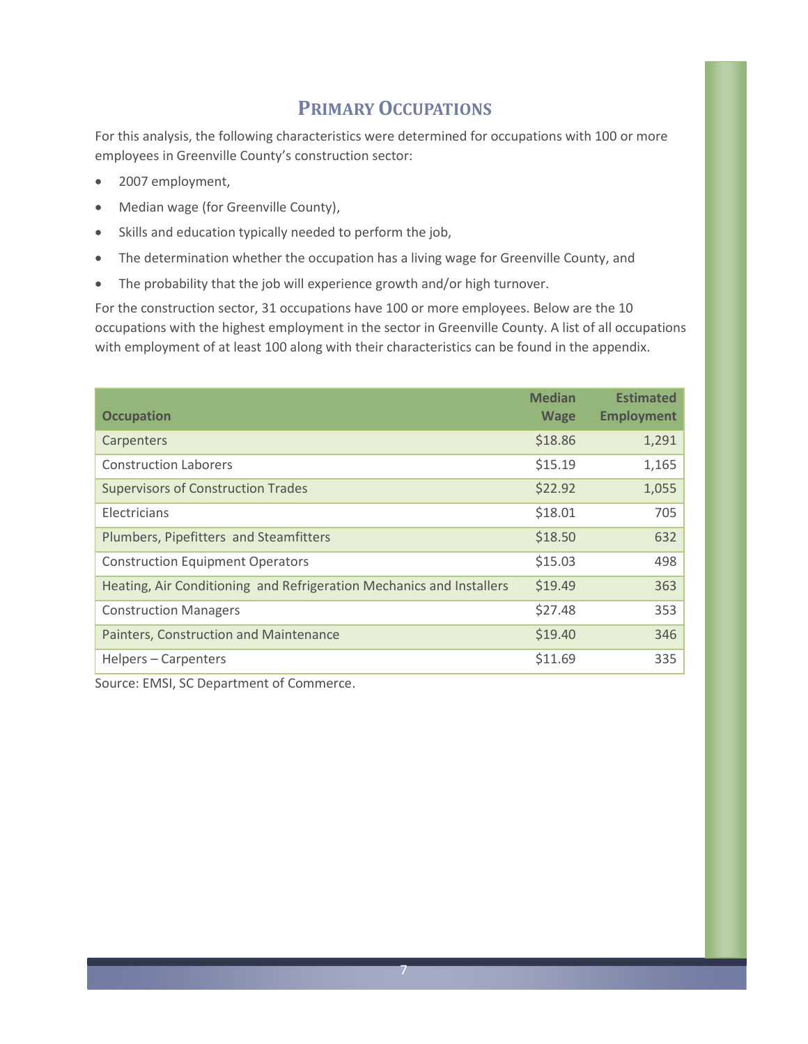## Primary Occupations

For this analysis, the following characteristics were determined for occupations with 100 or more employees in Greenville County's construction sector:

- 2007 employment,
- Median wage (for Greenville County),
- Skills and education typically needed to perform the job,
- The determination whether the occupation has a living wage for Greenville County, and
- The probability that the job will experience growth and/or high turnover.

For the construction sector, 31 occupations have 100 or more employees. Below are the 10 occupations with the highest employment in the sector in Greenville County. A list of all occupations with employment of at least 100 along with their characteristics can be found in the appendix.

| Occupation | Median Wage | Estimated Employment |
|---|---:|---:|
| Carpenters | $18.86 | 1,291 |
| Construction Laborers | $15.19 | 1,165 |
| Supervisors of Construction Trades | $22.92 | 1,055 |
| Electricians | $18.01 | 705 |
| Plumbers, Pipefitters and Steamfitters | $18.50 | 632 |
| Construction Equipment Operators | $15.03 | 498 |
| Heating, Air Conditioning and Refrigeration Mechanics and Installers | $19.49 | 363 |
| Construction Managers | $27.48 | 353 |
| Painters, Construction and Maintenance | $19.40 | 346 |
| Helpers – Carpenters | $11.69 | 335 |

Source: EMSI, SC Department of Commerce.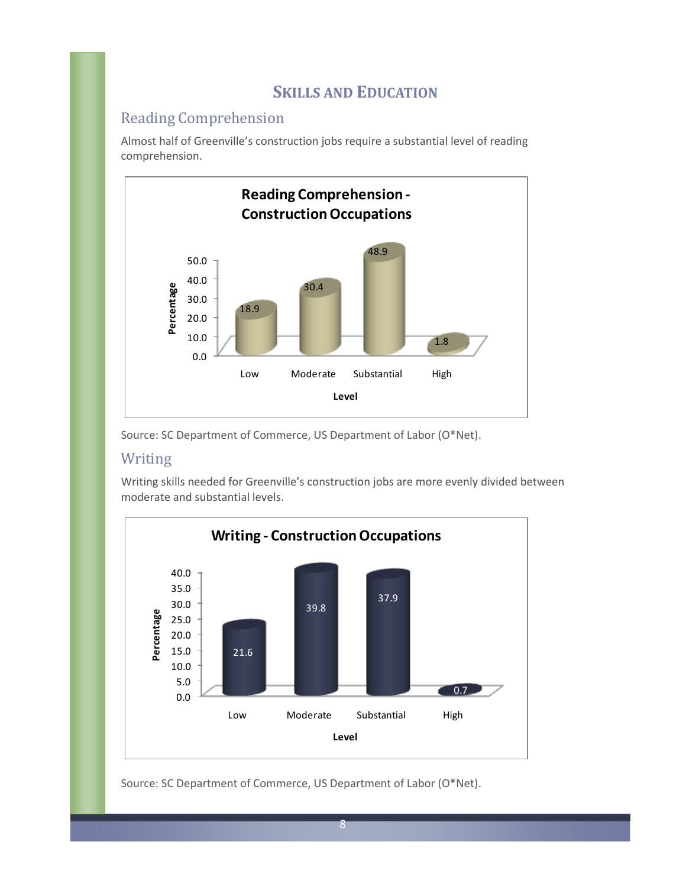# Skills and Education

## Reading Comprehension

Almost half of Greenville's construction jobs require a substantial level of reading comprehension.

**Reading Comprehension - Construction Occupations**

| Level | Percentage |
|---|---|
| Low | 18.9 |
| Moderate | 30.4 |
| Substantial | 48.9 |
| High | 1.8 |

Source: SC Department of Commerce, US Department of Labor (O*Net).

## Writing

Writing skills needed for Greenville's construction jobs are more evenly divided between moderate and substantial levels.

**Writing - Construction Occupations**

| Level | Percentage |
|---|---|
| Low | 21.6 |
| Moderate | 39.8 |
| Substantial | 37.9 |
| High | 0.7 |

Source: SC Department of Commerce, US Department of Labor (O*Net).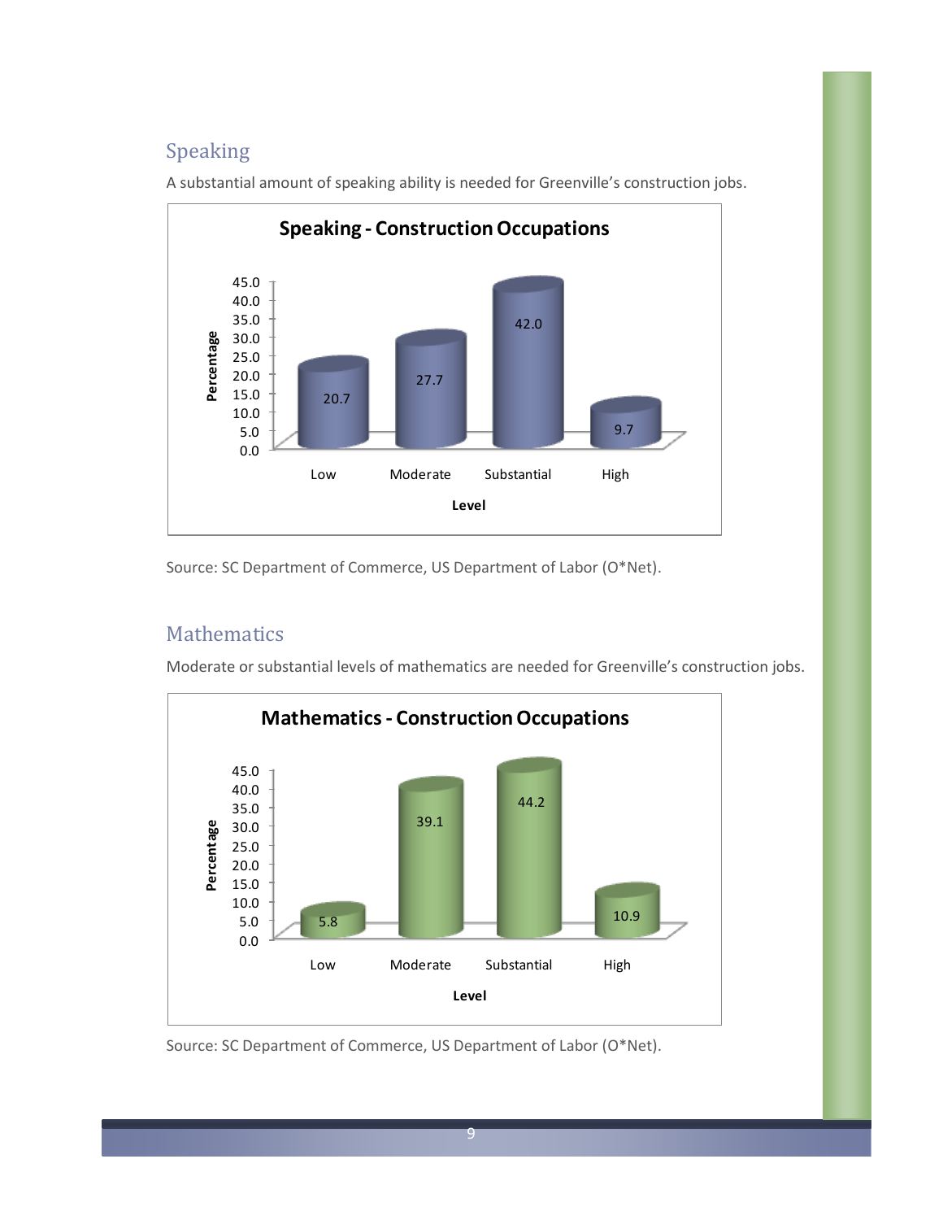## Speaking

A substantial amount of speaking ability is needed for Greenville's construction jobs.

**Speaking - Construction Occupations**

| Level | Percentage |
|---|---|
| Low | 20.7 |
| Moderate | 27.7 |
| Substantial | 42.0 |
| High | 9.7 |

Source: SC Department of Commerce, US Department of Labor (O*Net).

## Mathematics

Moderate or substantial levels of mathematics are needed for Greenville's construction jobs.

**Mathematics - Construction Occupations**

| Level | Percentage |
|---|---|
| Low | 5.8 |
| Moderate | 39.1 |
| Substantial | 44.2 |
| High | 10.9 |

Source: SC Department of Commerce, US Department of Labor (O*Net).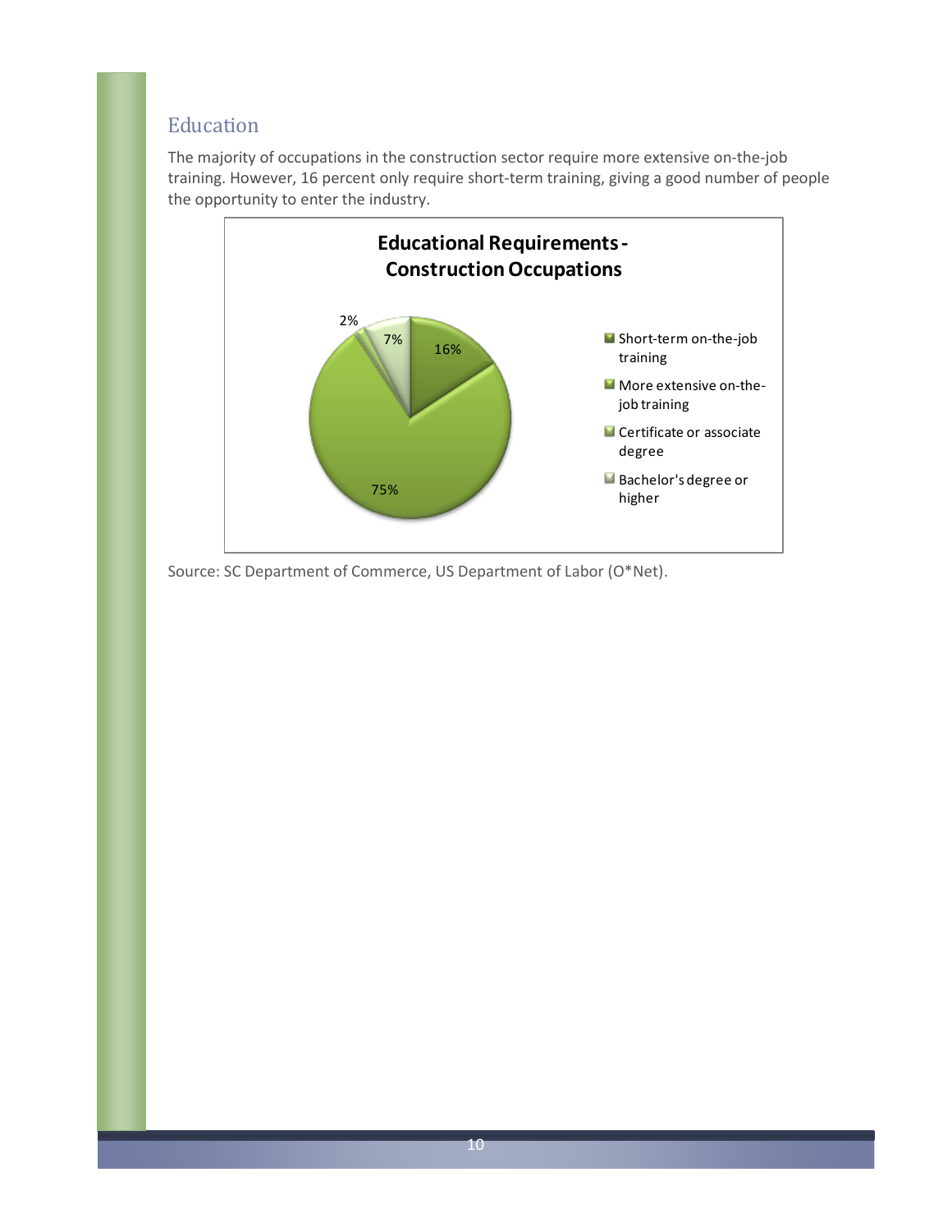## Education

The majority of occupations in the construction sector require more extensive on-the-job training. However, 16 percent only require short-term training, giving a good number of people the opportunity to enter the industry.

**Educational Requirements - Construction Occupations**

| Educational Requirement | Percent |
|---|---|
| Short-term on-the-job training | 16% |
| More extensive on-the-job training | 75% |
| Certificate or associate degree | 2% |
| Bachelor's degree or higher | 7% |

Source: SC Department of Commerce, US Department of Labor (O*Net).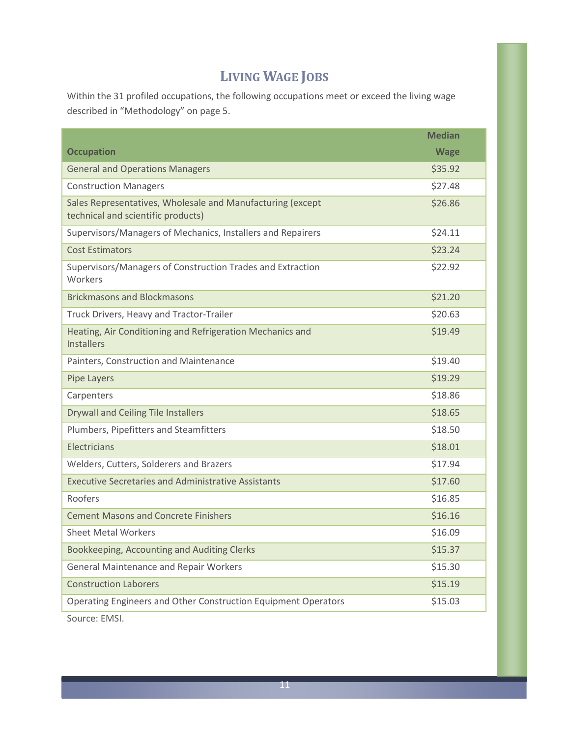# LIVING WAGE JOBS

Within the 31 profiled occupations, the following occupations meet or exceed the living wage described in "Methodology" on page 5.

| Occupation | Median Wage |
|---|---|
| General and Operations Managers | $35.92 |
| Construction Managers | $27.48 |
| Sales Representatives, Wholesale and Manufacturing (except technical and scientific products) | $26.86 |
| Supervisors/Managers of Mechanics, Installers and Repairers | $24.11 |
| Cost Estimators | $23.24 |
| Supervisors/Managers of Construction Trades and Extraction Workers | $22.92 |
| Brickmasons and Blockmasons | $21.20 |
| Truck Drivers, Heavy and Tractor-Trailer | $20.63 |
| Heating, Air Conditioning and Refrigeration Mechanics and Installers | $19.49 |
| Painters, Construction and Maintenance | $19.40 |
| Pipe Layers | $19.29 |
| Carpenters | $18.86 |
| Drywall and Ceiling Tile Installers | $18.65 |
| Plumbers, Pipefitters and Steamfitters | $18.50 |
| Electricians | $18.01 |
| Welders, Cutters, Solderers and Brazers | $17.94 |
| Executive Secretaries and Administrative Assistants | $17.60 |
| Roofers | $16.85 |
| Cement Masons and Concrete Finishers | $16.16 |
| Sheet Metal Workers | $16.09 |
| Bookkeeping, Accounting and Auditing Clerks | $15.37 |
| General Maintenance and Repair Workers | $15.30 |
| Construction Laborers | $15.19 |
| Operating Engineers and Other Construction Equipment Operators | $15.03 |

Source: EMSI.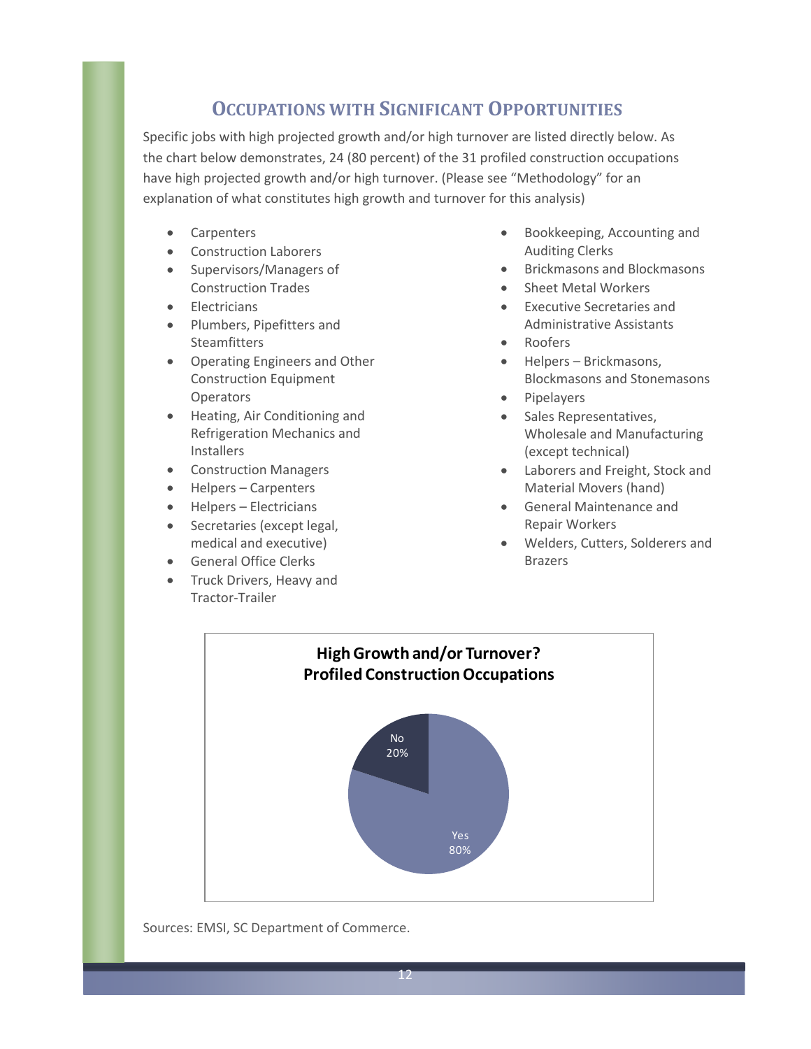## Occupations with Significant Opportunities

Specific jobs with high projected growth and/or high turnover are listed directly below. As the chart below demonstrates, 24 (80 percent) of the 31 profiled construction occupations have high projected growth and/or high turnover. (Please see "Methodology" for an explanation of what constitutes high growth and turnover for this analysis)

- Carpenters
- Construction Laborers
- Supervisors/Managers of Construction Trades
- Electricians
- Plumbers, Pipefitters and Steamfitters
- Operating Engineers and Other Construction Equipment Operators
- Heating, Air Conditioning and Refrigeration Mechanics and Installers
- Construction Managers
- Helpers – Carpenters
- Helpers – Electricians
- Secretaries (except legal, medical and executive)
- General Office Clerks
- Truck Drivers, Heavy and Tractor-Trailer
- Bookkeeping, Accounting and Auditing Clerks
- Brickmasons and Blockmasons
- Sheet Metal Workers
- Executive Secretaries and Administrative Assistants
- Roofers
- Helpers – Brickmasons, Blockmasons and Stonemasons
- Pipelayers
- Sales Representatives, Wholesale and Manufacturing (except technical)
- Laborers and Freight, Stock and Material Movers (hand)
- General Maintenance and Repair Workers
- Welders, Cutters, Solderers and Brazers

**High Growth and/or Turnover? Profiled Construction Occupations**

| Response | Share |
|---|---|
| Yes | 80% |
| No | 20% |

Sources: EMSI, SC Department of Commerce.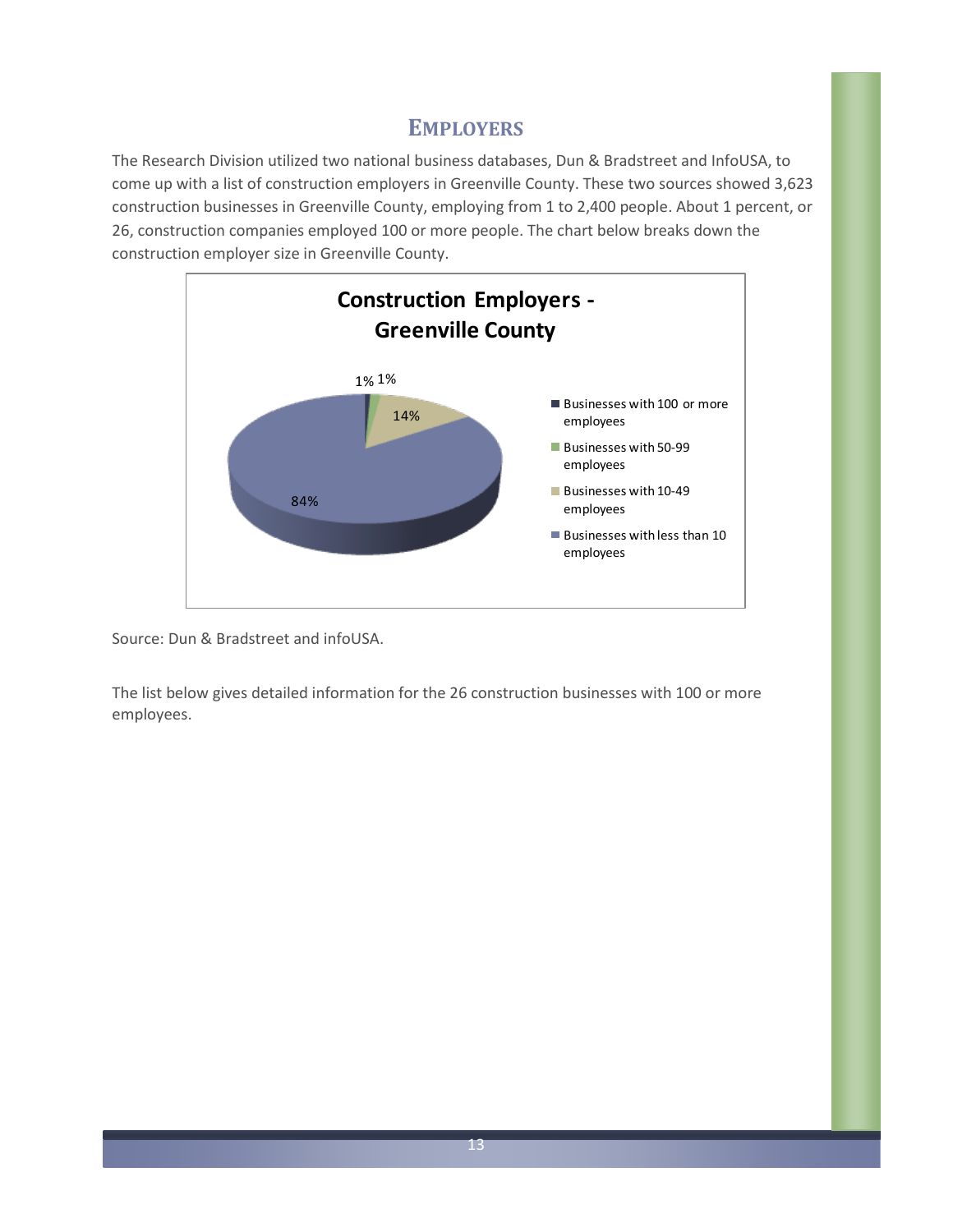## EMPLOYERS

The Research Division utilized two national business databases, Dun & Bradstreet and InfoUSA, to come up with a list of construction employers in Greenville County. These two sources showed 3,623 construction businesses in Greenville County, employing from 1 to 2,400 people. About 1 percent, or 26, construction companies employed 100 or more people. The chart below breaks down the construction employer size in Greenville County.

**Construction Employers - Greenville County**

| Category | Share |
| --- | --- |
| Businesses with 100 or more employees | 1% |
| Businesses with 50-99 employees | 1% |
| Businesses with 10-49 employees | 14% |
| Businesses with less than 10 employees | 84% |

Source: Dun & Bradstreet and infoUSA.

The list below gives detailed information for the 26 construction businesses with 100 or more employees.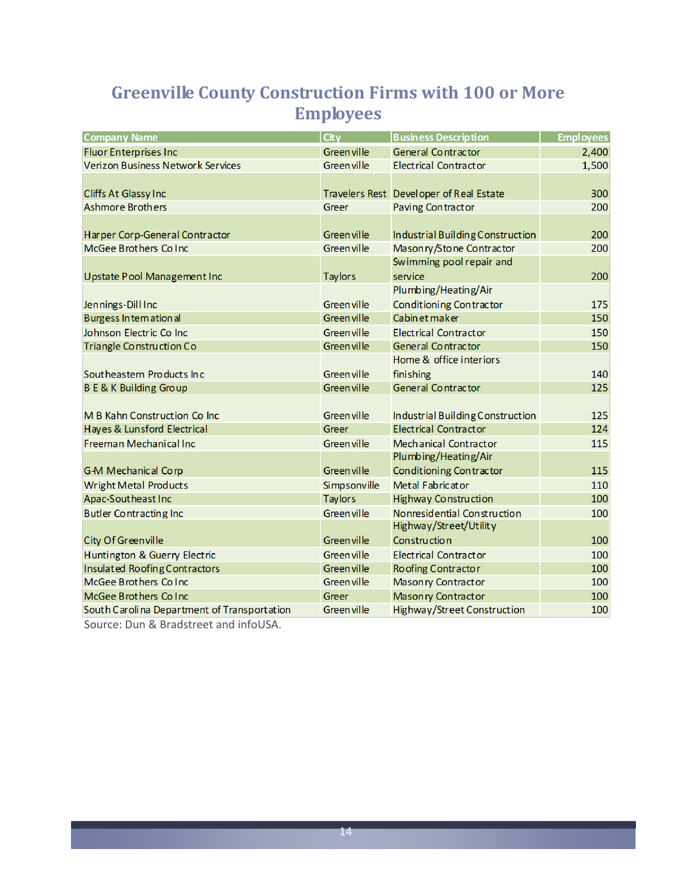## Greenville County Construction Firms with 100 or More Employees

| Company Name | City | Business Description | Employees |
|---|---|---|---|
| Fluor Enterprises Inc | Greenville | General Contractor | 2,400 |
| Verizon Business Network Services | Greenville | Electrical Contractor | 1,500 |
| Cliffs At Glassy Inc | Travelers Rest | Developer of Real Estate | 300 |
| Ashmore Brothers | Greer | Paving Contractor | 200 |
| Harper Corp-General Contractor | Greenville | Industrial Building Construction | 200 |
| McGee Brothers Co Inc | Greenville | Masonry/Stone Contractor | 200 |
| Upstate Pool Management Inc | Taylors | Swimming pool repair and service | 200 |
| Jennings-Dill Inc | Greenville | Plumbing/Heating/Air Conditioning Contractor | 175 |
| Burgess International | Greenville | Cabinetmaker | 150 |
| Johnson Electric Co Inc | Greenville | Electrical Contractor | 150 |
| Triangle Construction Co | Greenville | General Contractor | 150 |
| Southeastern Products Inc | Greenville | Home & office interiors finishing | 140 |
| B E & K Building Group | Greenville | General Contractor | 125 |
| M B Kahn Construction Co Inc | Greenville | Industrial Building Construction | 125 |
| Hayes & Lunsford Electrical | Greer | Electrical Contractor | 124 |
| Freeman Mechanical Inc | Greenville | Mechanical Contractor | 115 |
| G-M Mechanical Corp | Greenville | Plumbing/Heating/Air Conditioning Contractor | 115 |
| Wright Metal Products | Simpsonville | Metal Fabricator | 110 |
| Apac-Southeast Inc | Taylors | Highway Construction | 100 |
| Butler Contracting Inc | Greenville | Nonresidential Construction | 100 |
| City Of Greenville | Greenville | Highway/Street/Utility Construction | 100 |
| Huntington & Guerry Electric | Greenville | Electrical Contractor | 100 |
| Insulated Roofing Contractors | Greenville | Roofing Contractor | 100 |
| McGee Brothers Co Inc | Greenville | Masonry Contractor | 100 |
| McGee Brothers Co Inc | Greer | Masonry Contractor | 100 |
| South Carolina Department of Transportation | Greenville | Highway/Street Construction | 100 |

Source: Dun & Bradstreet and infoUSA.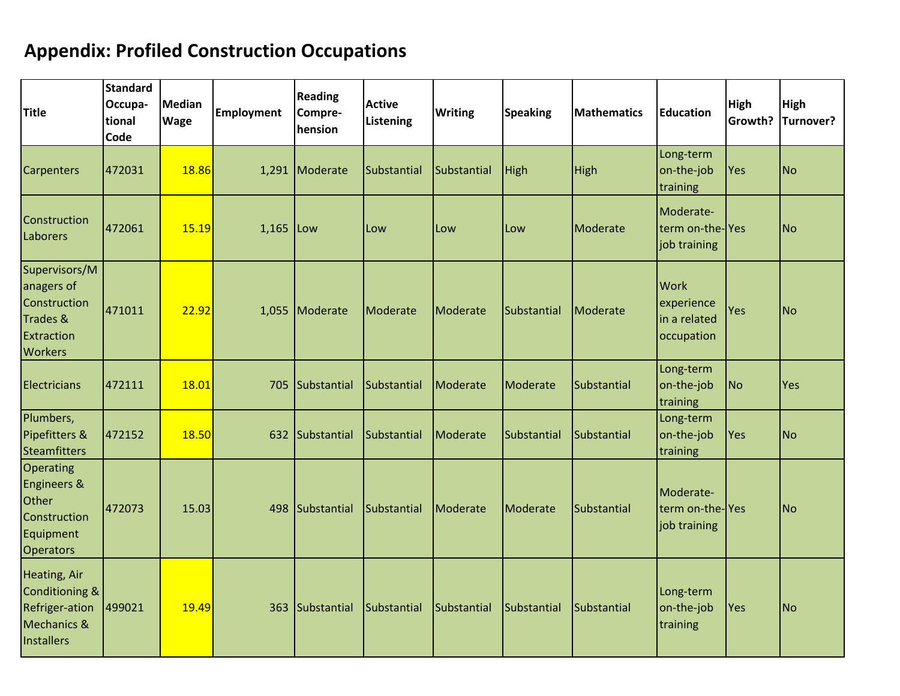# Appendix: Profiled Construction Occupations

| Title | Standard Occupa-tional Code | Median Wage | Employment | Reading Compre-hension | Active Listening | Writing | Speaking | Mathematics | Education | High Growth? | High Turnover? |
|---|---|---|---|---|---|---|---|---|---|---|---|
| Carpenters | 472031 | 18.86 | 1,291 | Moderate | Substantial | Substantial | High | High | Long-term on-the-job training | Yes | No |
| Construction Laborers | 472061 | 15.19 | 1,165 | Low | Low | Low | Low | Moderate | Moderate-term on-the-job training | Yes | No |
| Supervisors/Managers of Construction Trades & Extraction Workers | 471011 | 22.92 | 1,055 | Moderate | Moderate | Moderate | Substantial | Moderate | Work experience in a related occupation | Yes | No |
| Electricians | 472111 | 18.01 | 705 | Substantial | Substantial | Moderate | Moderate | Substantial | Long-term on-the-job training | No | Yes |
| Plumbers, Pipefitters & Steamfitters | 472152 | 18.50 | 632 | Substantial | Substantial | Moderate | Substantial | Substantial | Long-term on-the-job training | Yes | No |
| Operating Engineers & Other Construction Equipment Operators | 472073 | 15.03 | 498 | Substantial | Substantial | Moderate | Moderate | Substantial | Moderate-term on-the-job training | Yes | No |
| Heating, Air Conditioning & Refriger-ation Mechanics & Installers | 499021 | 19.49 | 363 | Substantial | Substantial | Substantial | Substantial | Substantial | Long-term on-the-job training | Yes | No |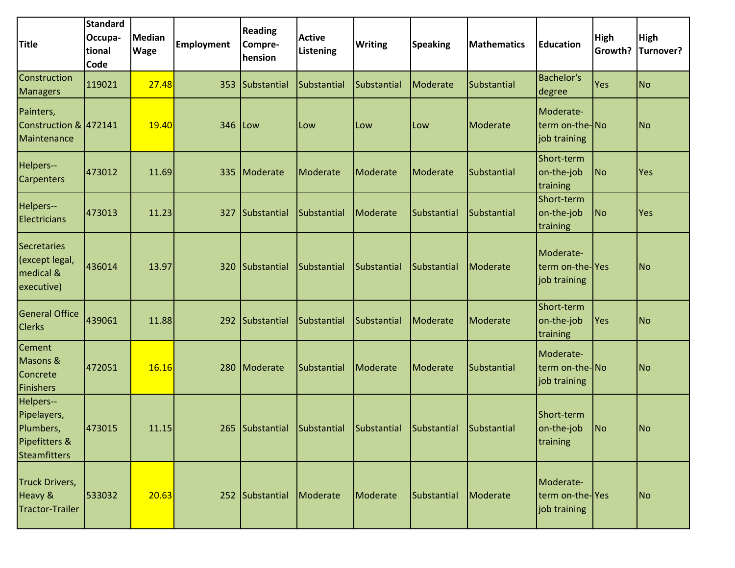| Title | Standard Occupa-tional Code | Median Wage | Employment | Reading Compre-hension | Active Listening | Writing | Speaking | Mathematics | Education | High Growth? | High Turnover? |
|---|---|---|---|---|---|---|---|---|---|---|---|
| Construction Managers | 119021 | 27.48 | 353 | Substantial | Substantial | Substantial | Moderate | Substantial | Bachelor's degree | Yes | No |
| Painters, Construction & Maintenance | 472141 | 19.40 | 346 | Low | Low | Low | Low | Moderate | Moderate-term on-the-job training | No | No |
| Helpers--Carpenters | 473012 | 11.69 | 335 | Moderate | Moderate | Moderate | Moderate | Substantial | Short-term on-the-job training | No | Yes |
| Helpers--Electricians | 473013 | 11.23 | 327 | Substantial | Substantial | Moderate | Substantial | Substantial | Short-term on-the-job training | No | Yes |
| Secretaries (except legal, medical & executive) | 436014 | 13.97 | 320 | Substantial | Substantial | Substantial | Substantial | Moderate | Moderate-term on-the-job training | Yes | No |
| General Office Clerks | 439061 | 11.88 | 292 | Substantial | Substantial | Substantial | Moderate | Moderate | Short-term on-the-job training | Yes | No |
| Cement Masons & Concrete Finishers | 472051 | 16.16 | 280 | Moderate | Substantial | Moderate | Moderate | Substantial | Moderate-term on-the-job training | No | No |
| Helpers--Pipelayers, Plumbers, Pipefitters & Steamfitters | 473015 | 11.15 | 265 | Substantial | Substantial | Substantial | Substantial | Substantial | Short-term on-the-job training | No | No |
| Truck Drivers, Heavy & Tractor-Trailer | 533032 | 20.63 | 252 | Substantial | Moderate | Moderate | Substantial | Moderate | Moderate-term on-the-job training | Yes | No |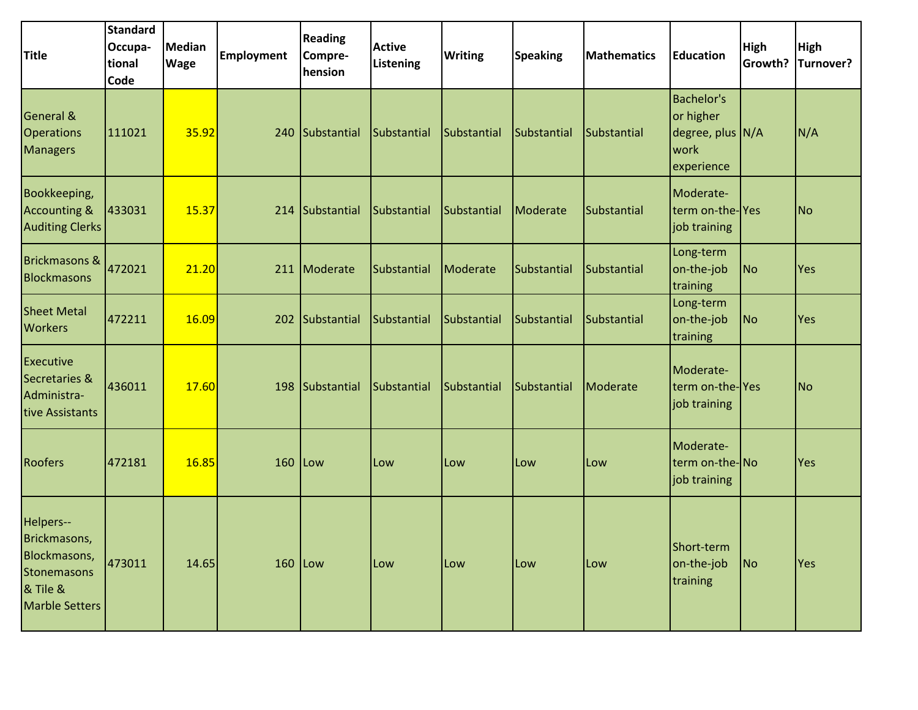| Title | Standard Occupational Code | Median Wage | Employment | Reading Comprehension | Active Listening | Writing | Speaking | Mathematics | Education | High Growth? | High Turnover? |
|---|---|---|---|---|---|---|---|---|---|---|---|
| General & Operations Managers | 111021 | 35.92 | 240 | Substantial | Substantial | Substantial | Substantial | Substantial | Bachelor's or higher degree, plus work experience | N/A | N/A |
| Bookkeeping, Accounting & Auditing Clerks | 433031 | 15.37 | 214 | Substantial | Substantial | Substantial | Moderate | Substantial | Moderate-term on-the-job training | Yes | No |
| Brickmasons & Blockmasons | 472021 | 21.20 | 211 | Moderate | Substantial | Moderate | Substantial | Substantial | Long-term on-the-job training | No | Yes |
| Sheet Metal Workers | 472211 | 16.09 | 202 | Substantial | Substantial | Substantial | Substantial | Substantial | Long-term on-the-job training | No | Yes |
| Executive Secretaries & Administrative Assistants | 436011 | 17.60 | 198 | Substantial | Substantial | Substantial | Substantial | Moderate | Moderate-term on-the-job training | Yes | No |
| Roofers | 472181 | 16.85 | 160 | Low | Low | Low | Low | Low | Moderate-term on-the-job training | No | Yes |
| Helpers--Brickmasons, Blockmasons, Stonemasons & Tile & Marble Setters | 473011 | 14.65 | 160 | Low | Low | Low | Low | Low | Short-term on-the-job training | No | Yes |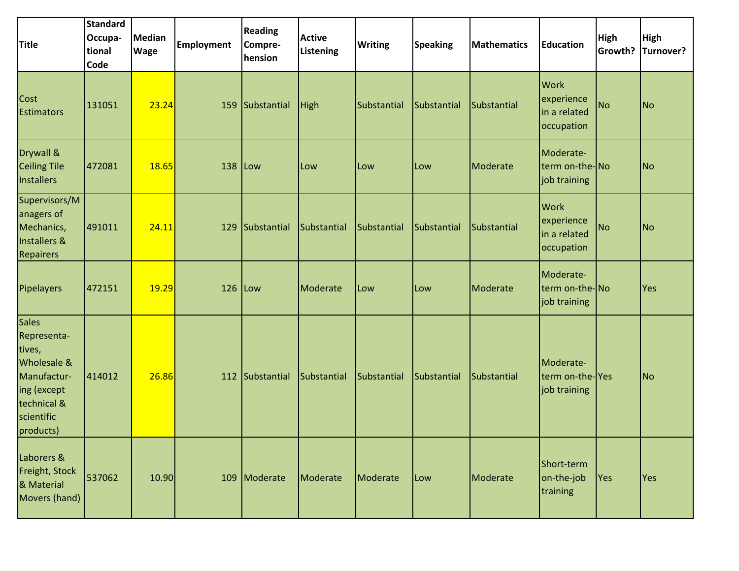| Title | Standard Occupational Code | Median Wage | Employment | Reading Comprehension | Active Listening | Writing | Speaking | Mathematics | Education | High Growth? | High Turnover? |
|---|---|---|---|---|---|---|---|---|---|---|---|
| Cost Estimators | 131051 | 23.24 | 159 | Substantial | High | Substantial | Substantial | Substantial | Work experience in a related occupation | No | No |
| Drywall & Ceiling Tile Installers | 472081 | 18.65 | 138 | Low | Low | Low | Low | Moderate | Moderate-term on-the-job training | No | No |
| Supervisors/Managers of Mechanics, Installers & Repairers | 491011 | 24.11 | 129 | Substantial | Substantial | Substantial | Substantial | Substantial | Work experience in a related occupation | No | No |
| Pipelayers | 472151 | 19.29 | 126 | Low | Moderate | Low | Low | Moderate | Moderate-term on-the-job training | No | Yes |
| Sales Representatives, Wholesale & Manufacturing (except technical & scientific products) | 414012 | 26.86 | 112 | Substantial | Substantial | Substantial | Substantial | Substantial | Moderate-term on-the-job training | Yes | No |
| Laborers & Freight, Stock & Material Movers (hand) | 537062 | 10.90 | 109 | Moderate | Moderate | Moderate | Low | Moderate | Short-term on-the-job training | Yes | Yes |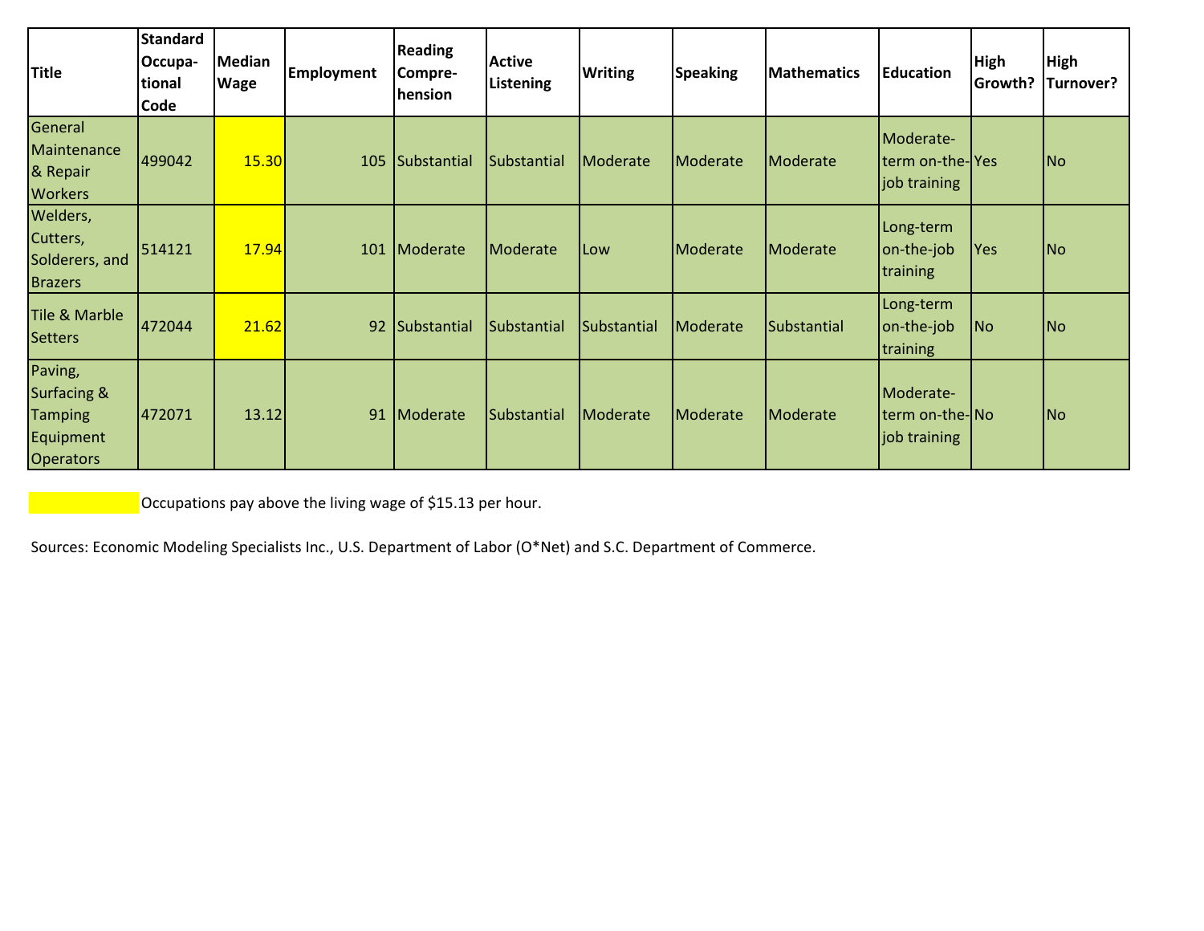| Title | Standard Occupational Code | Median Wage | Employment | Reading Comprehension | Active Listening | Writing | Speaking | Mathematics | Education | High Growth? | High Turnover? |
|---|---|---|---|---|---|---|---|---|---|---|---|
| General Maintenance & Repair Workers | 499042 | 15.30 | 105 | Substantial | Substantial | Moderate | Moderate | Moderate | Moderate-term on-the-job training | Yes | No |
| Welders, Cutters, Solderers, and Brazers | 514121 | 17.94 | 101 | Moderate | Moderate | Low | Moderate | Moderate | Long-term on-the-job training | Yes | No |
| Tile & Marble Setters | 472044 | 21.62 | 92 | Substantial | Substantial | Substantial | Moderate | Substantial | Long-term on-the-job training | No | No |
| Paving, Surfacing & Tamping Equipment Operators | 472071 | 13.12 | 91 | Moderate | Substantial | Moderate | Moderate | Moderate | Moderate-term on-the-job training | No | No |

(Highlighted) Occupations pay above the living wage of $15.13 per hour.

Sources: Economic Modeling Specialists Inc., U.S. Department of Labor (O*Net) and S.C. Department of Commerce.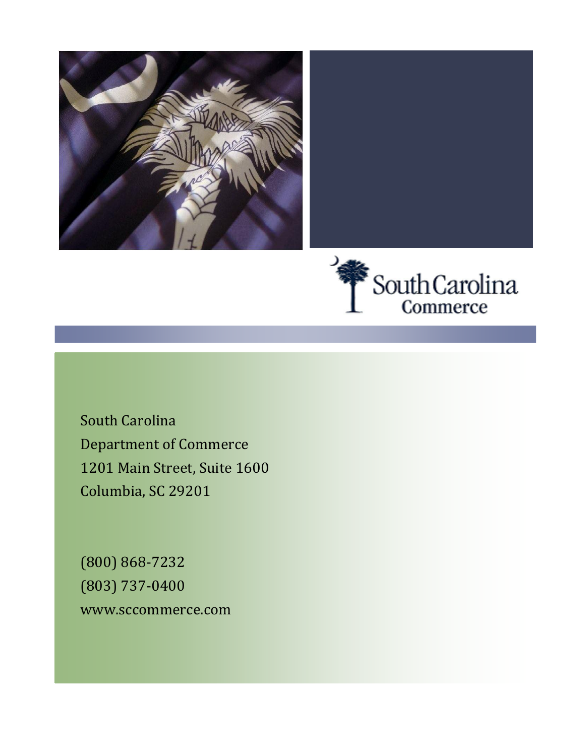South Carolina
Commerce

South Carolina
Department of Commerce
1201 Main Street, Suite 1600
Columbia, SC 29201

(800) 868-7232
(803) 737-0400
www.sccommerce.com